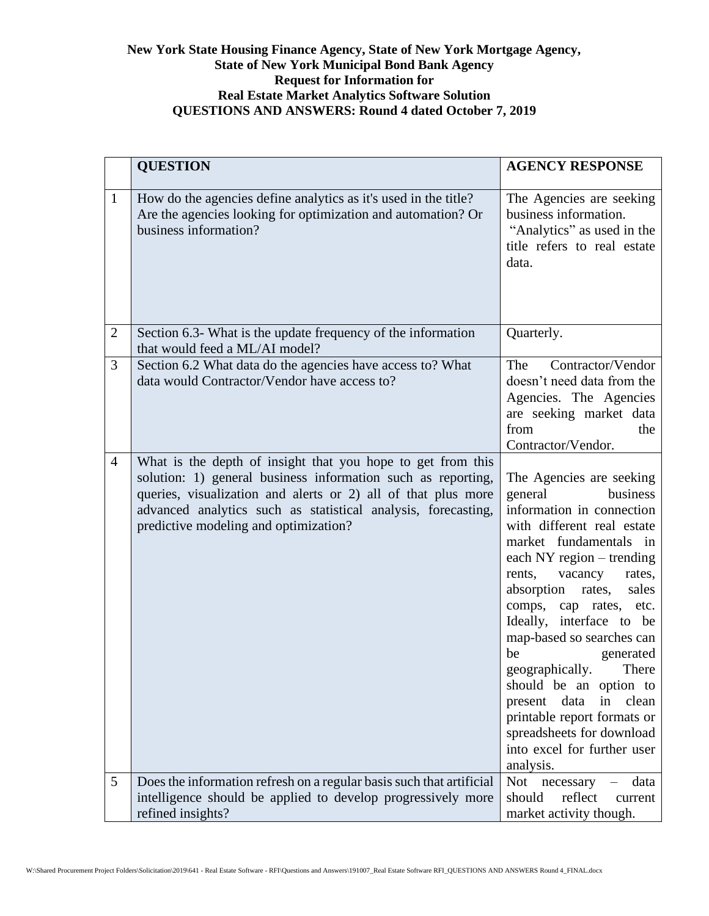**New York State Housing Finance Agency, State of New York Mortgage Agency,**
**State of New York Municipal Bond Bank Agency**
**Request for Information for**
**Real Estate Market Analytics Software Solution**
**QUESTIONS AND ANSWERS: Round 4 dated October 7, 2019**

| | **QUESTION** | **AGENCY RESPONSE** |
|---|---|---|
| 1 | How do the agencies define analytics as it's used in the title? Are the agencies looking for optimization and automation? Or business information? | The Agencies are seeking business information. "Analytics" as used in the title refers to real estate data. |
| 2 | Section 6.3- What is the update frequency of the information that would feed a ML/AI model? | Quarterly. |
| 3 | Section 6.2 What data do the agencies have access to? What data would Contractor/Vendor have access to? | The Contractor/Vendor doesn't need data from the Agencies. The Agencies are seeking market data from the Contractor/Vendor. |
| 4 | What is the depth of insight that you hope to get from this solution: 1) general business information such as reporting, queries, visualization and alerts or 2) all of that plus more advanced analytics such as statistical analysis, forecasting, predictive modeling and optimization? | The Agencies are seeking general business information in connection with different real estate market fundamentals in each NY region – trending rents, vacancy rates, absorption rates, sales comps, cap rates, etc. Ideally, interface to be map-based so searches can be generated geographically. There should be an option to present data in clean printable report formats or spreadsheets for download into excel for further user analysis. |
| 5 | Does the information refresh on a regular basis such that artificial intelligence should be applied to develop progressively more refined insights? | Not necessary – data should reflect current market activity though. |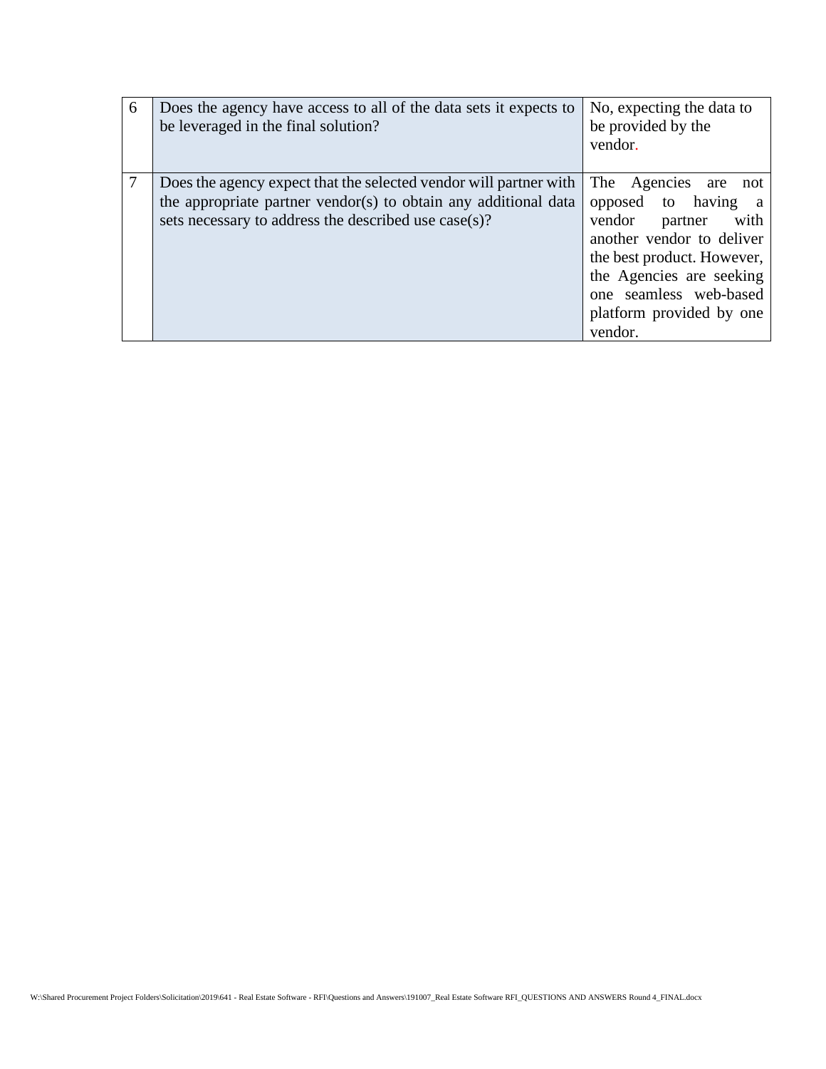| 6 | Does the agency have access to all of the data sets it expects to be leveraged in the final solution? | No, expecting the data to be provided by the vendor. |
|---|---|---|
| 7 | Does the agency expect that the selected vendor will partner with the appropriate partner vendor(s) to obtain any additional data sets necessary to address the described use case(s)? | The Agencies are not opposed to having a vendor partner with another vendor to deliver the best product. However, the Agencies are seeking one seamless web-based platform provided by one vendor. |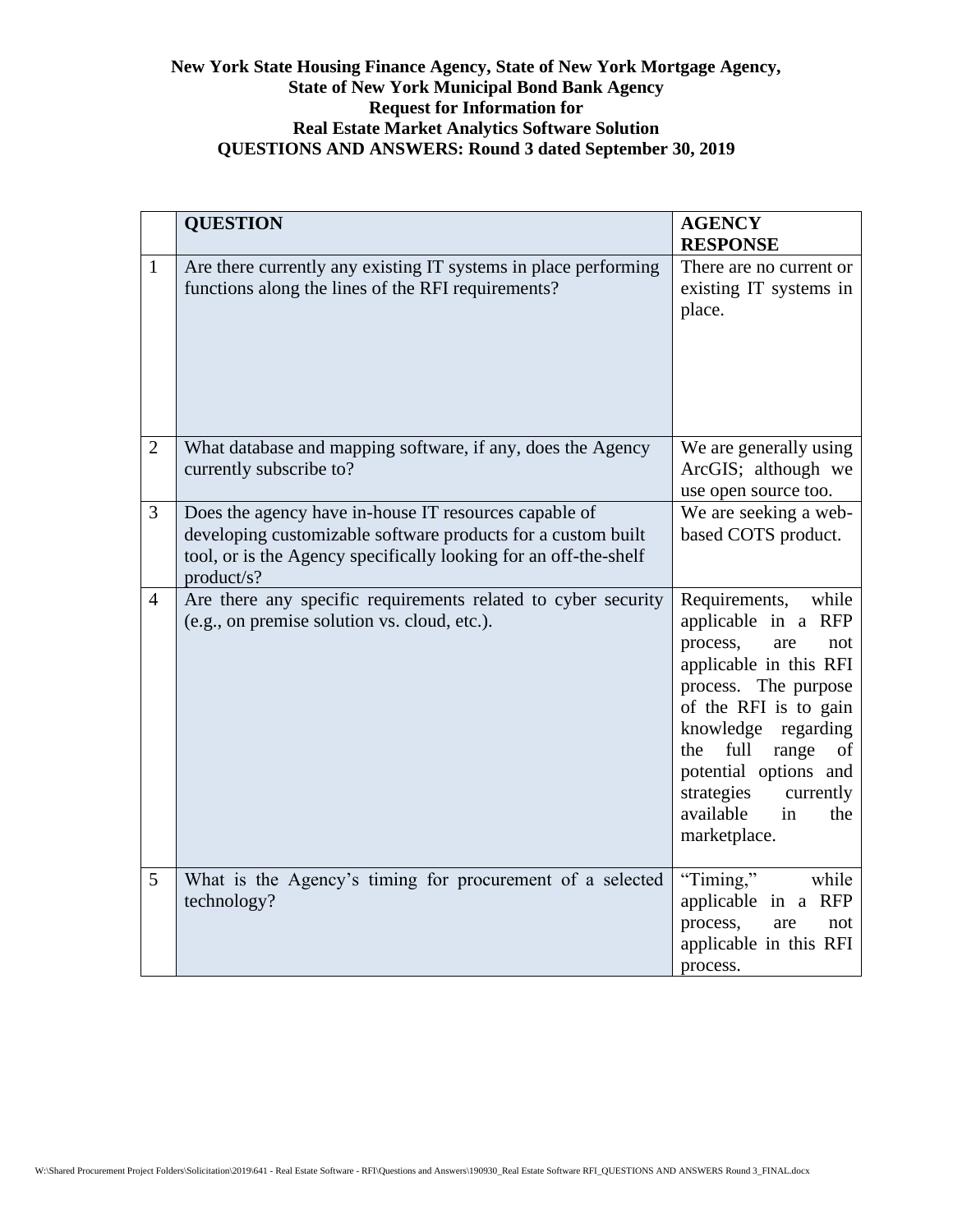**New York State Housing Finance Agency, State of New York Mortgage Agency, State of New York Municipal Bond Bank Agency**
**Request for Information for**
**Real Estate Market Analytics Software Solution**
**QUESTIONS AND ANSWERS: Round 3 dated September 30, 2019**

| | **QUESTION** | **AGENCY RESPONSE** |
|---|---|---|
| 1 | Are there currently any existing IT systems in place performing functions along the lines of the RFI requirements? | There are no current or existing IT systems in place. |
| 2 | What database and mapping software, if any, does the Agency currently subscribe to? | We are generally using ArcGIS; although we use open source too. |
| 3 | Does the agency have in-house IT resources capable of developing customizable software products for a custom built tool, or is the Agency specifically looking for an off-the-shelf product/s? | We are seeking a web-based COTS product. |
| 4 | Are there any specific requirements related to cyber security (e.g., on premise solution vs. cloud, etc.). | Requirements, while applicable in a RFP process, are not applicable in this RFI process. The purpose of the RFI is to gain knowledge regarding the full range of potential options and strategies currently available in the marketplace. |
| 5 | What is the Agency's timing for procurement of a selected technology? | "Timing," while applicable in a RFP process, are not applicable in this RFI process. |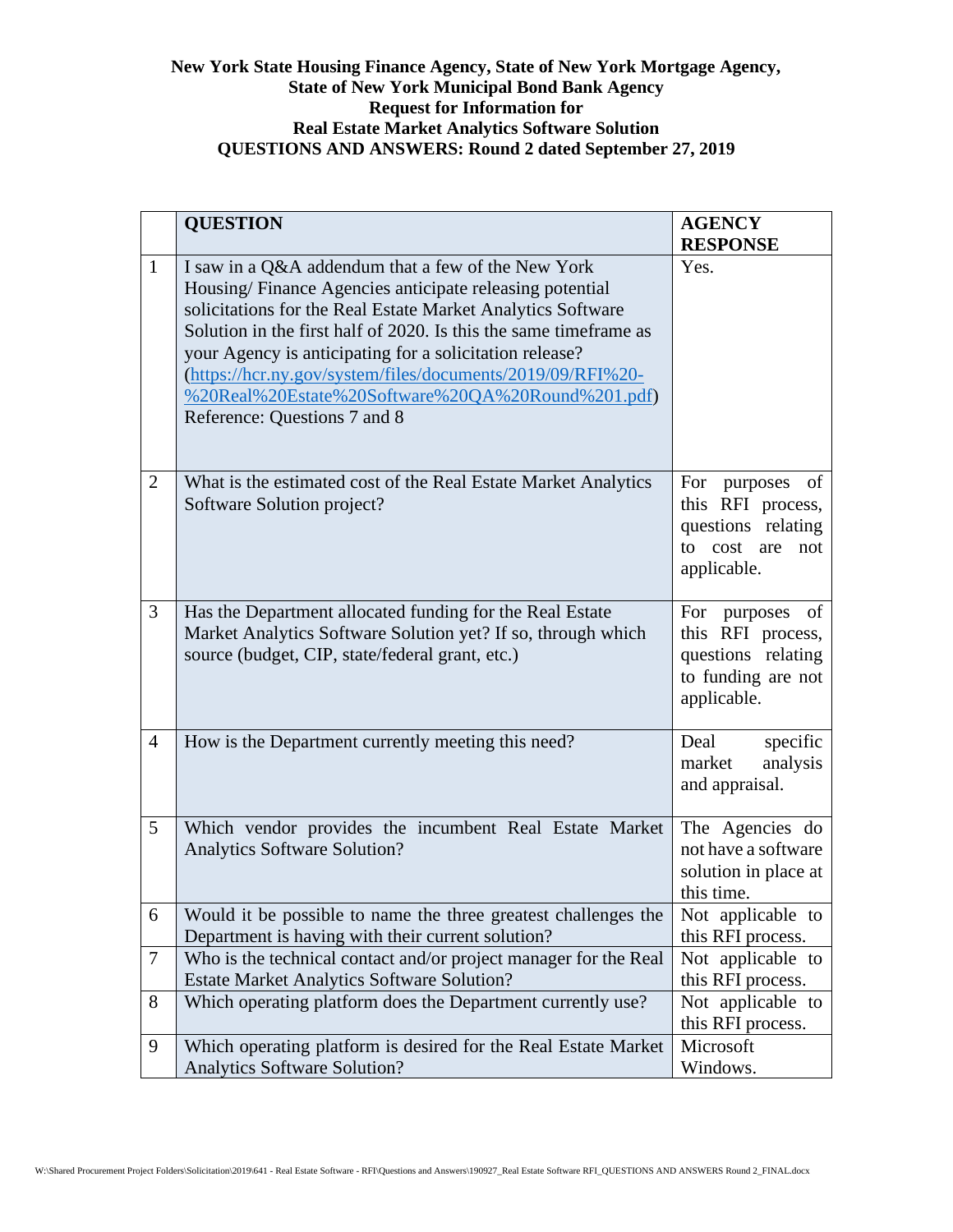**New York State Housing Finance Agency, State of New York Mortgage Agency,**
**State of New York Municipal Bond Bank Agency**
**Request for Information for**
**Real Estate Market Analytics Software Solution**
**QUESTIONS AND ANSWERS: Round 2 dated September 27, 2019**

| | **QUESTION** | **AGENCY RESPONSE** |
|---|---|---|
| 1 | I saw in a Q&A addendum that a few of the New York Housing/ Finance Agencies anticipate releasing potential solicitations for the Real Estate Market Analytics Software Solution in the first half of 2020. Is this the same timeframe as your Agency is anticipating for a solicitation release? (https://hcr.ny.gov/system/files/documents/2019/09/RFI%20-%20Real%20Estate%20Software%20QA%20Round%201.pdf) Reference: Questions 7 and 8 | Yes. |
| 2 | What is the estimated cost of the Real Estate Market Analytics Software Solution project? | For purposes of this RFI process, questions relating to cost are not applicable. |
| 3 | Has the Department allocated funding for the Real Estate Market Analytics Software Solution yet? If so, through which source (budget, CIP, state/federal grant, etc.) | For purposes of this RFI process, questions relating to funding are not applicable. |
| 4 | How is the Department currently meeting this need? | Deal specific market analysis and appraisal. |
| 5 | Which vendor provides the incumbent Real Estate Market Analytics Software Solution? | The Agencies do not have a software solution in place at this time. |
| 6 | Would it be possible to name the three greatest challenges the Department is having with their current solution? | Not applicable to this RFI process. |
| 7 | Who is the technical contact and/or project manager for the Real Estate Market Analytics Software Solution? | Not applicable to this RFI process. |
| 8 | Which operating platform does the Department currently use? | Not applicable to this RFI process. |
| 9 | Which operating platform is desired for the Real Estate Market Analytics Software Solution? | Microsoft Windows. |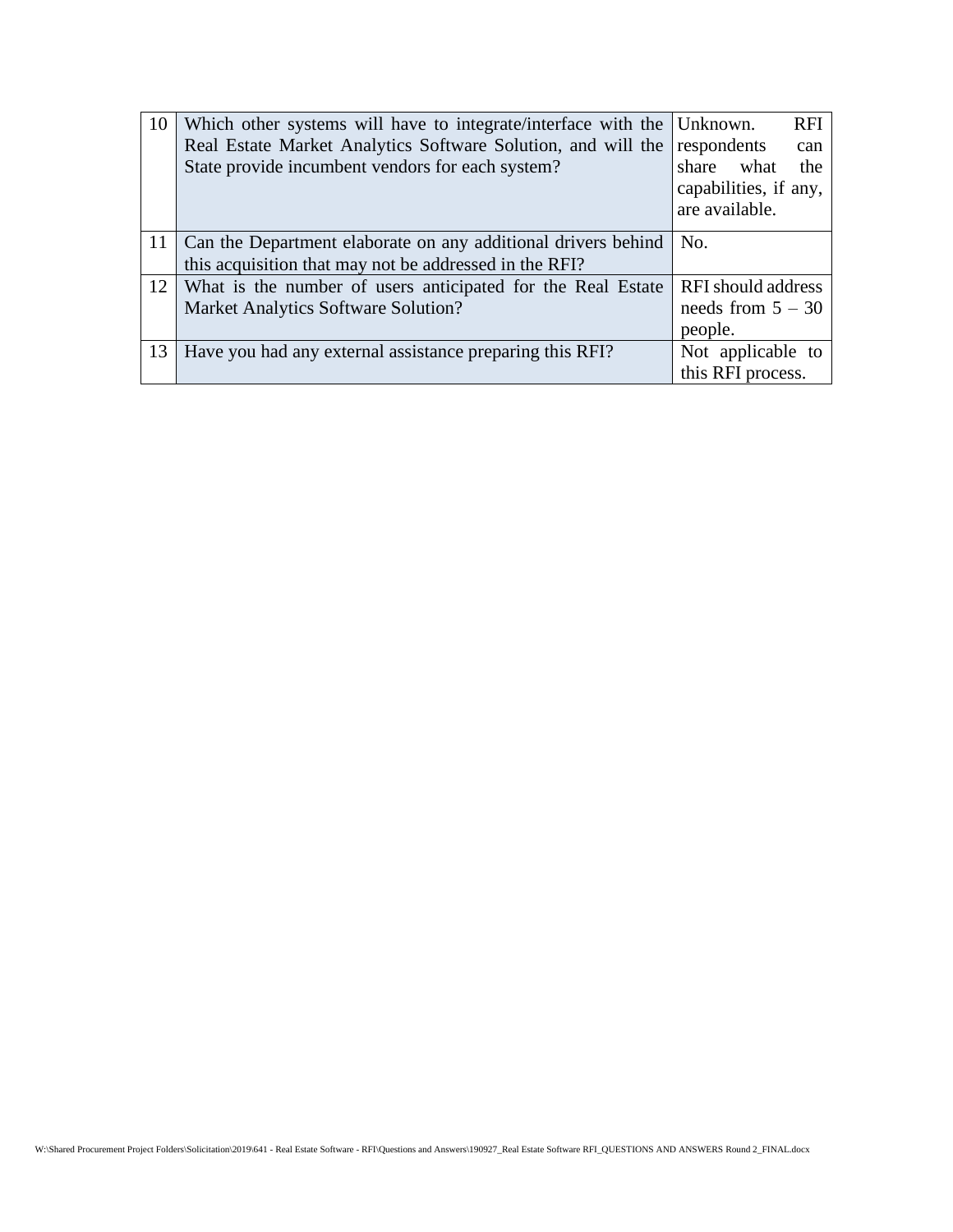| 10 | Which other systems will have to integrate/interface with the Real Estate Market Analytics Software Solution, and will the State provide incumbent vendors for each system? | Unknown. RFI respondents can share what the capabilities, if any, are available. |
|---|---|---|
| 11 | Can the Department elaborate on any additional drivers behind this acquisition that may not be addressed in the RFI? | No. |
| 12 | What is the number of users anticipated for the Real Estate Market Analytics Software Solution? | RFI should address needs from 5 – 30 people. |
| 13 | Have you had any external assistance preparing this RFI? | Not applicable to this RFI process. |

W:\Shared Procurement Project Folders\Solicitation\2019\641 - Real Estate Software - RFI\Questions and Answers\190927_Real Estate Software RFI_QUESTIONS AND ANSWERS Round 2_FINAL.docx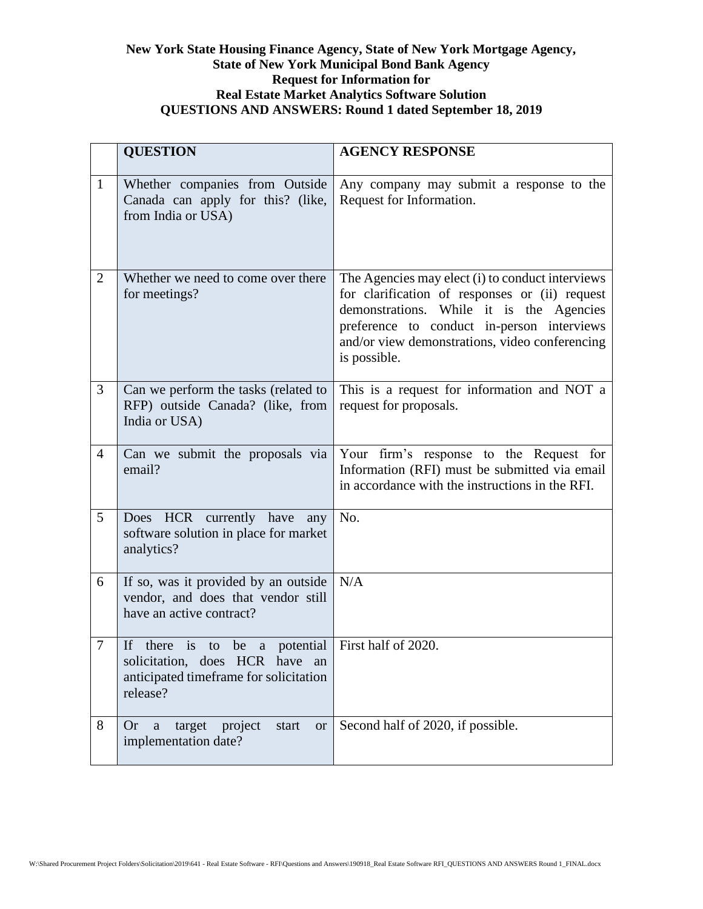**New York State Housing Finance Agency, State of New York Mortgage Agency,**
**State of New York Municipal Bond Bank Agency**
**Request for Information for**
**Real Estate Market Analytics Software Solution**
**QUESTIONS AND ANSWERS: Round 1 dated September 18, 2019**

| | QUESTION | AGENCY RESPONSE |
|---|---|---|
| 1 | Whether companies from Outside Canada can apply for this? (like, from India or USA) | Any company may submit a response to the Request for Information. |
| 2 | Whether we need to come over there for meetings? | The Agencies may elect (i) to conduct interviews for clarification of responses or (ii) request demonstrations. While it is the Agencies preference to conduct in-person interviews and/or view demonstrations, video conferencing is possible. |
| 3 | Can we perform the tasks (related to RFP) outside Canada? (like, from India or USA) | This is a request for information and NOT a request for proposals. |
| 4 | Can we submit the proposals via email? | Your firm's response to the Request for Information (RFI) must be submitted via email in accordance with the instructions in the RFI. |
| 5 | Does HCR currently have any software solution in place for market analytics? | No. |
| 6 | If so, was it provided by an outside vendor, and does that vendor still have an active contract? | N/A |
| 7 | If there is to be a potential solicitation, does HCR have an anticipated timeframe for solicitation release? | First half of 2020. |
| 8 | Or a target project start or implementation date? | Second half of 2020, if possible. |

W:\Shared Procurement Project Folders\Solicitation\2019\641 - Real Estate Software - RFI\Questions and Answers\190918_Real Estate Software RFI_QUESTIONS AND ANSWERS Round 1_FINAL.docx